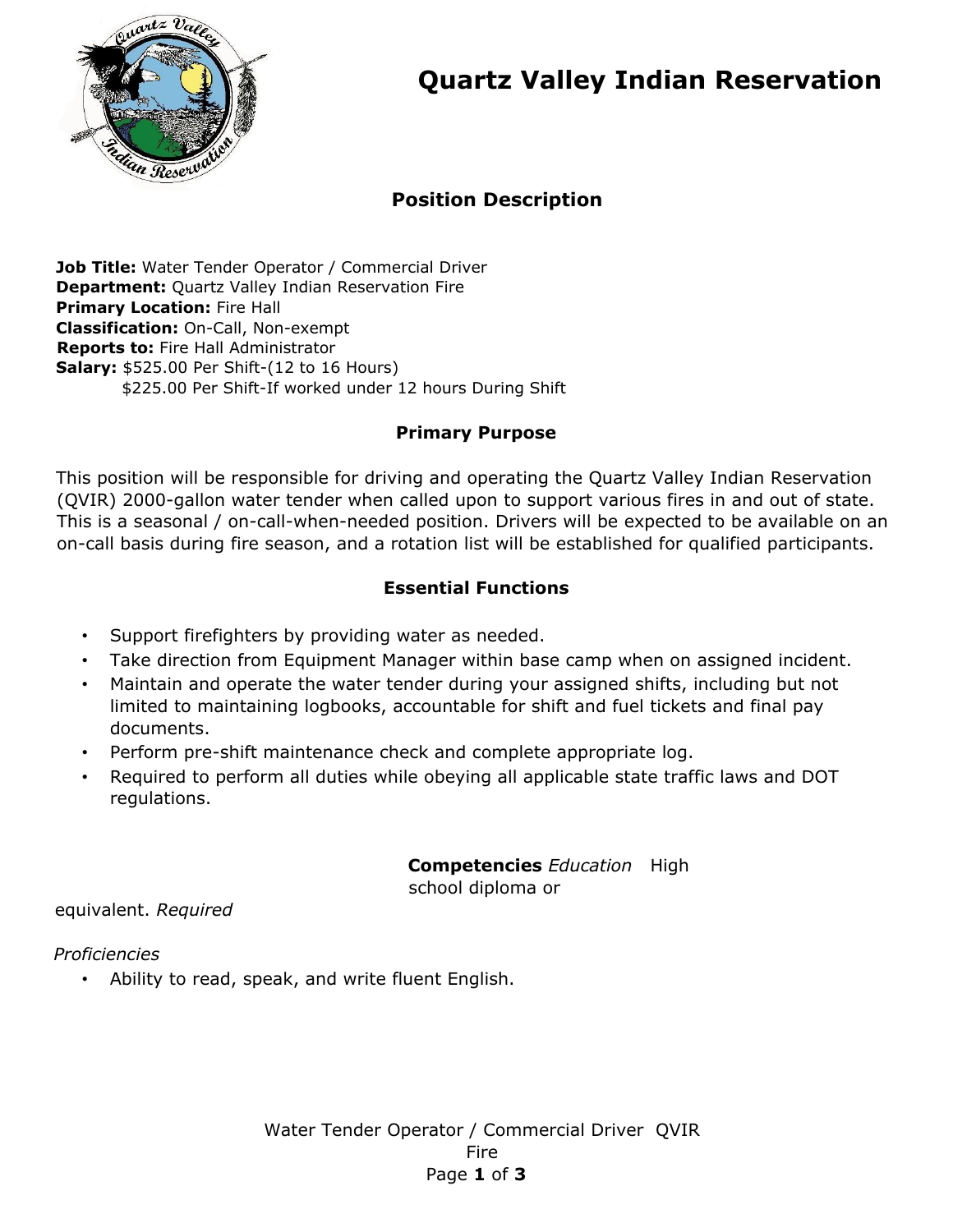# Quartz Valley Indian Reservation

## Position Description

**Job Title:** Water Tender Operator / Commercial Driver
**Department:** Quartz Valley Indian Reservation Fire
**Primary Location:** Fire Hall
**Classification:** On-Call, Non-exempt
**Reports to:** Fire Hall Administrator
**Salary:** $525.00 Per Shift-(12 to 16 Hours)
$225.00 Per Shift-If worked under 12 hours During Shift

### Primary Purpose

This position will be responsible for driving and operating the Quartz Valley Indian Reservation (QVIR) 2000-gallon water tender when called upon to support various fires in and out of state. This is a seasonal / on-call-when-needed position. Drivers will be expected to be available on an on-call basis during fire season, and a rotation list will be established for qualified participants.

### Essential Functions

- Support firefighters by providing water as needed.
- Take direction from Equipment Manager within base camp when on assigned incident.
- Maintain and operate the water tender during your assigned shifts, including but not limited to maintaining logbooks, accountable for shift and fuel tickets and final pay documents.
- Perform pre-shift maintenance check and complete appropriate log.
- Required to perform all duties while obeying all applicable state traffic laws and DOT regulations.

### Competencies

*Education* High school diploma or equivalent. *Required*

*Proficiencies*

- Ability to read, speak, and write fluent English.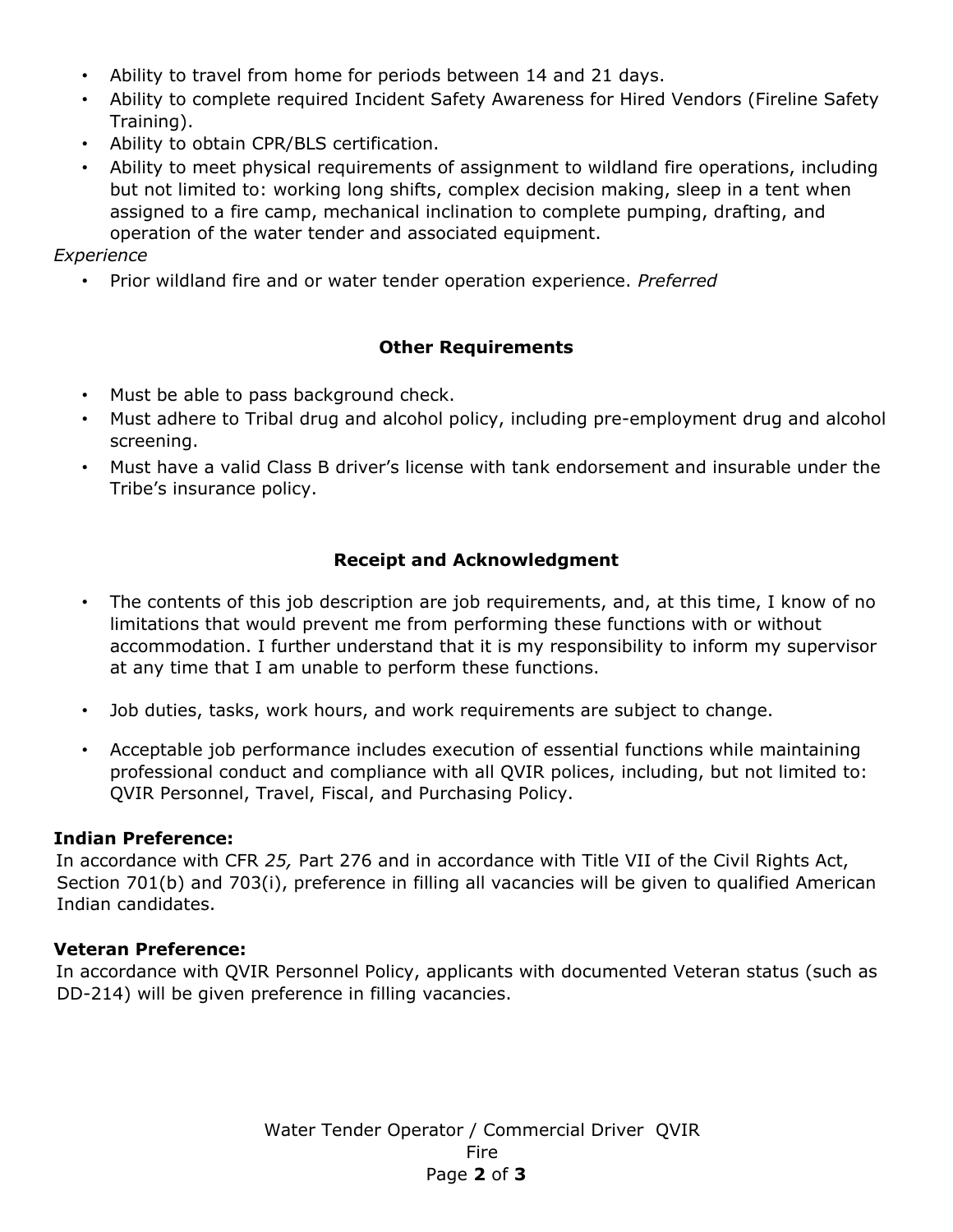- Ability to travel from home for periods between 14 and 21 days.
- Ability to complete required Incident Safety Awareness for Hired Vendors (Fireline Safety Training).
- Ability to obtain CPR/BLS certification.
- Ability to meet physical requirements of assignment to wildland fire operations, including but not limited to: working long shifts, complex decision making, sleep in a tent when assigned to a fire camp, mechanical inclination to complete pumping, drafting, and operation of the water tender and associated equipment.

*Experience*

- Prior wildland fire and or water tender operation experience. *Preferred*

## Other Requirements

- Must be able to pass background check.
- Must adhere to Tribal drug and alcohol policy, including pre-employment drug and alcohol screening.
- Must have a valid Class B driver's license with tank endorsement and insurable under the Tribe's insurance policy.

## Receipt and Acknowledgment

- The contents of this job description are job requirements, and, at this time, I know of no limitations that would prevent me from performing these functions with or without accommodation. I further understand that it is my responsibility to inform my supervisor at any time that I am unable to perform these functions.

- Job duties, tasks, work hours, and work requirements are subject to change.

- Acceptable job performance includes execution of essential functions while maintaining professional conduct and compliance with all QVIR polices, including, but not limited to: QVIR Personnel, Travel, Fiscal, and Purchasing Policy.

**Indian Preference:**

In accordance with CFR *25,* Part 276 and in accordance with Title VII of the Civil Rights Act, Section 701(b) and 703(i), preference in filling all vacancies will be given to qualified American Indian candidates.

**Veteran Preference:**

In accordance with QVIR Personnel Policy, applicants with documented Veteran status (such as DD-214) will be given preference in filling vacancies.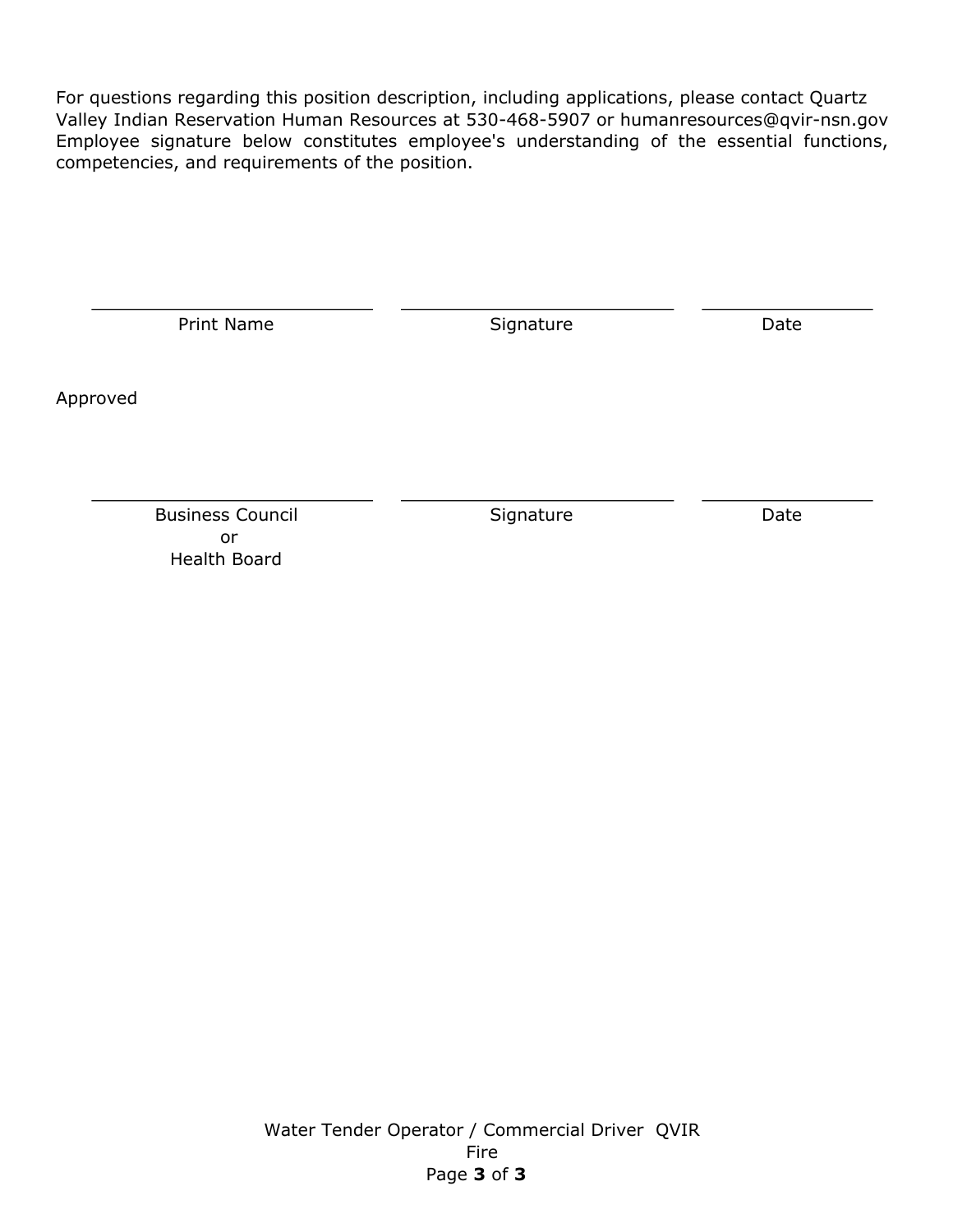For questions regarding this position description, including applications, please contact Quartz Valley Indian Reservation Human Resources at 530-468-5907 or humanresources@qvir-nsn.gov Employee signature below constitutes employee's understanding of the essential functions, competencies, and requirements of the position.

| | | |
|---|---|---|
| \_\_\_\_\_\_\_\_\_\_\_\_\_\_\_\_\_\_\_\_\_\_\_\_ | \_\_\_\_\_\_\_\_\_\_\_\_\_\_\_\_\_\_\_\_\_\_\_\_ | \_\_\_\_\_\_\_\_\_\_\_\_\_\_\_ |
| Print Name | Signature | Date |

Approved

| | | |
|---|---|---|
| \_\_\_\_\_\_\_\_\_\_\_\_\_\_\_\_\_\_\_\_\_\_\_\_ | \_\_\_\_\_\_\_\_\_\_\_\_\_\_\_\_\_\_\_\_\_\_\_\_ | \_\_\_\_\_\_\_\_\_\_\_\_\_\_\_ |
| Business Council or Health Board | Signature | Date |